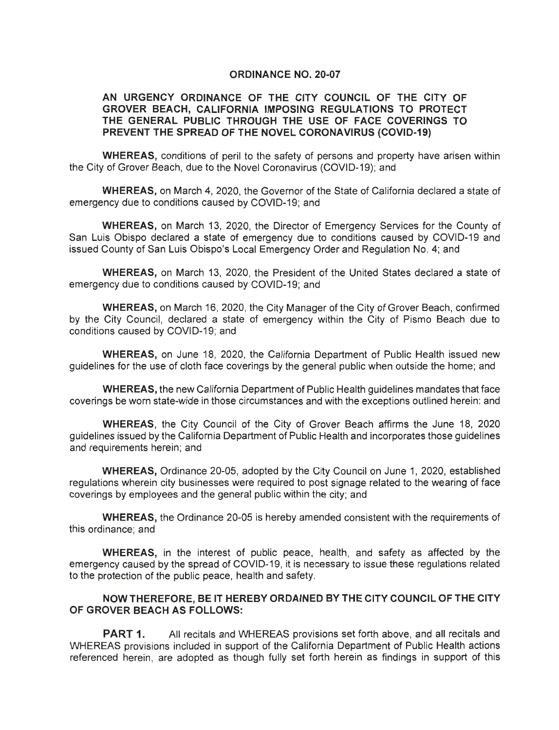# ORDINANCE NO. 20-07

## AN URGENCY ORDINANCE OF THE CITY COUNCIL OF THE CITY OF GROVER BEACH, CALIFORNIA IMPOSING REGULATIONS TO PROTECT THE GENERAL PUBLIC THROUGH THE USE OF FACE COVERINGS TO PREVENT THE SPREAD OF THE NOVEL CORONAVIRUS (COVID-19)

**WHEREAS,** conditions of peril to the safety of persons and property have arisen within the City of Grover Beach, due to the Novel Coronavirus (COVID-19); and

**WHEREAS,** on March 4, 2020, the Governor of the State of California declared a state of emergency due to conditions caused by COVID-19; and

**WHEREAS,** on March 13, 2020, the Director of Emergency Services for the County of San Luis Obispo declared a state of emergency due to conditions caused by COVID-19 and issued County of San Luis Obispo's Local Emergency Order and Regulation No. 4; and

**WHEREAS,** on March 13, 2020, the President of the United States declared a state of emergency due to conditions caused by COVID-19; and

**WHEREAS,** on March 16, 2020, the City Manager of the City of Grover Beach, confirmed by the City Council, declared a state of emergency within the City of Pismo Beach due to conditions caused by COVID-19; and

**WHEREAS,** on June 18, 2020, the California Department of Public Health issued new guidelines for the use of cloth face coverings by the general public when outside the home; and

**WHEREAS,** the new California Department of Public Health guidelines mandates that face coverings be worn state-wide in those circumstances and with the exceptions outlined herein: and

**WHEREAS**, the City Council of the City of Grover Beach affirms the June 18, 2020 guidelines issued by the California Department of Public Health and incorporates those guidelines and requirements herein; and

**WHEREAS,** Ordinance 20-05, adopted by the City Council on June 1, 2020, established regulations wherein city businesses were required to post signage related to the wearing of face coverings by employees and the general public within the city; and

**WHEREAS,** the Ordinance 20-05 is hereby amended consistent with the requirements of this ordinance; and

**WHEREAS,** in the interest of public peace, health, and safety as affected by the emergency caused by the spread of COVID-19, it is necessary to issue these regulations related to the protection of the public peace, health and safety.

**NOW THEREFORE, BE IT HEREBY ORDAINED BY THE CITY COUNCIL OF THE CITY OF GROVER BEACH AS FOLLOWS:**

**PART 1.** All recitals and WHEREAS provisions set forth above, and all recitals and WHEREAS provisions included in support of the California Department of Public Health actions referenced herein, are adopted as though fully set forth herein as findings in support of this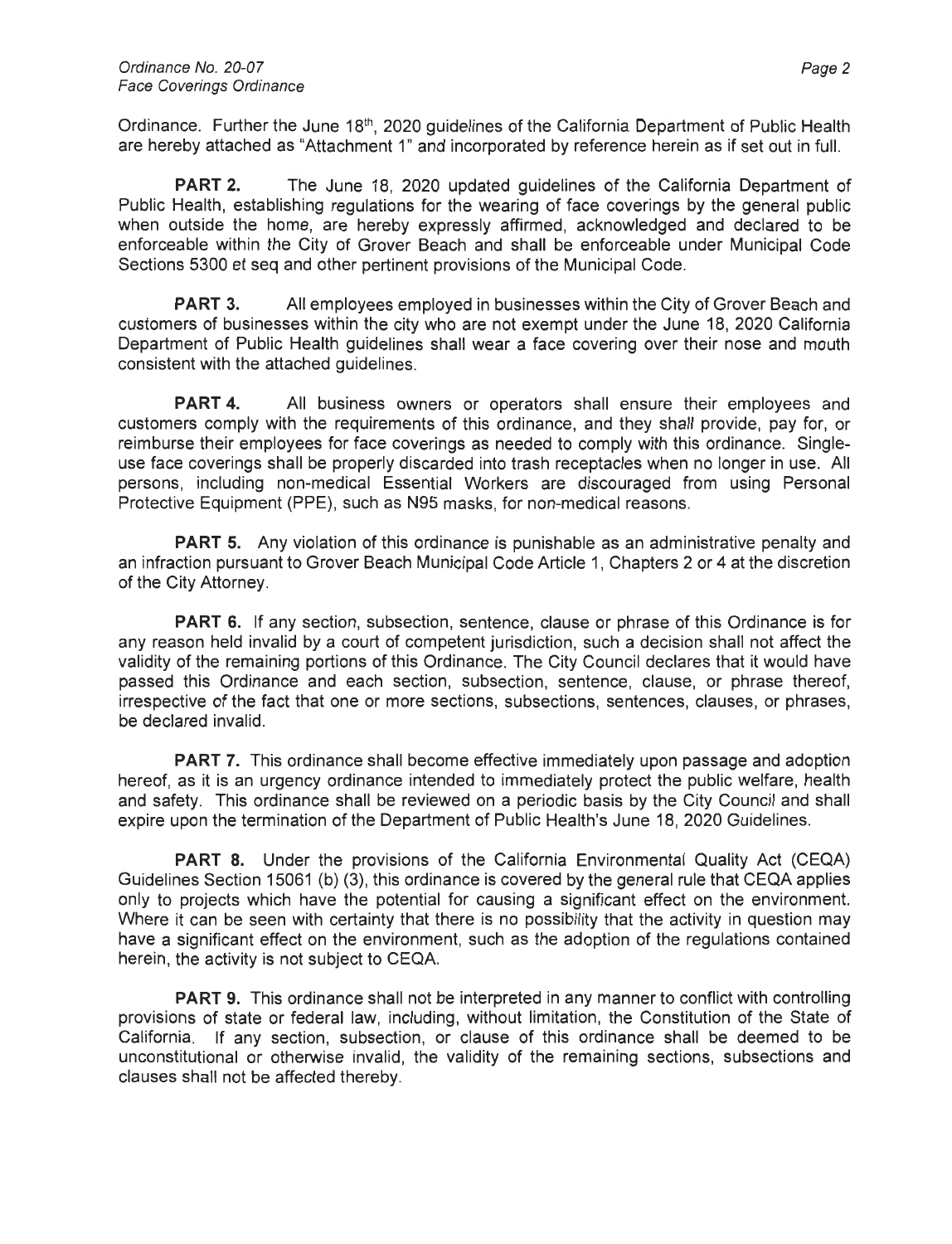Ordinance. Further the June 18th, 2020 guidelines of the California Department of Public Health are hereby attached as "Attachment 1" and incorporated by reference herein as if set out in full.

**PART 2.** The June 18, 2020 updated guidelines of the California Department of Public Health, establishing regulations for the wearing of face coverings by the general public when outside the home, are hereby expressly affirmed, acknowledged and declared to be enforceable within the City of Grover Beach and shall be enforceable under Municipal Code Sections 5300 et seq and other pertinent provisions of the Municipal Code.

**PART 3.** All employees employed in businesses within the City of Grover Beach and customers of businesses within the city who are not exempt under the June 18, 2020 California Department of Public Health guidelines shall wear a face covering over their nose and mouth consistent with the attached guidelines.

**PART 4.** All business owners or operators shall ensure their employees and customers comply with the requirements of this ordinance, and they shall provide, pay for, or reimburse their employees for face coverings as needed to comply with this ordinance. Single-use face coverings shall be properly discarded into trash receptacles when no longer in use. All persons, including non-medical Essential Workers are discouraged from using Personal Protective Equipment (PPE), such as N95 masks, for non-medical reasons.

**PART 5.** Any violation of this ordinance is punishable as an administrative penalty and an infraction pursuant to Grover Beach Municipal Code Article 1, Chapters 2 or 4 at the discretion of the City Attorney.

**PART 6.** If any section, subsection, sentence, clause or phrase of this Ordinance is for any reason held invalid by a court of competent jurisdiction, such a decision shall not affect the validity of the remaining portions of this Ordinance. The City Council declares that it would have passed this Ordinance and each section, subsection, sentence, clause, or phrase thereof, irrespective of the fact that one or more sections, subsections, sentences, clauses, or phrases, be declared invalid.

**PART 7.** This ordinance shall become effective immediately upon passage and adoption hereof, as it is an urgency ordinance intended to immediately protect the public welfare, health and safety. This ordinance shall be reviewed on a periodic basis by the City Council and shall expire upon the termination of the Department of Public Health's June 18, 2020 Guidelines.

**PART 8.** Under the provisions of the California Environmental Quality Act (CEQA) Guidelines Section 15061 (b) (3), this ordinance is covered by the general rule that CEQA applies only to projects which have the potential for causing a significant effect on the environment. Where it can be seen with certainty that there is no possibility that the activity in question may have a significant effect on the environment, such as the adoption of the regulations contained herein, the activity is not subject to CEQA.

**PART 9.** This ordinance shall not be interpreted in any manner to conflict with controlling provisions of state or federal law, including, without limitation, the Constitution of the State of California. If any section, subsection, or clause of this ordinance shall be deemed to be unconstitutional or otherwise invalid, the validity of the remaining sections, subsections and clauses shall not be affected thereby.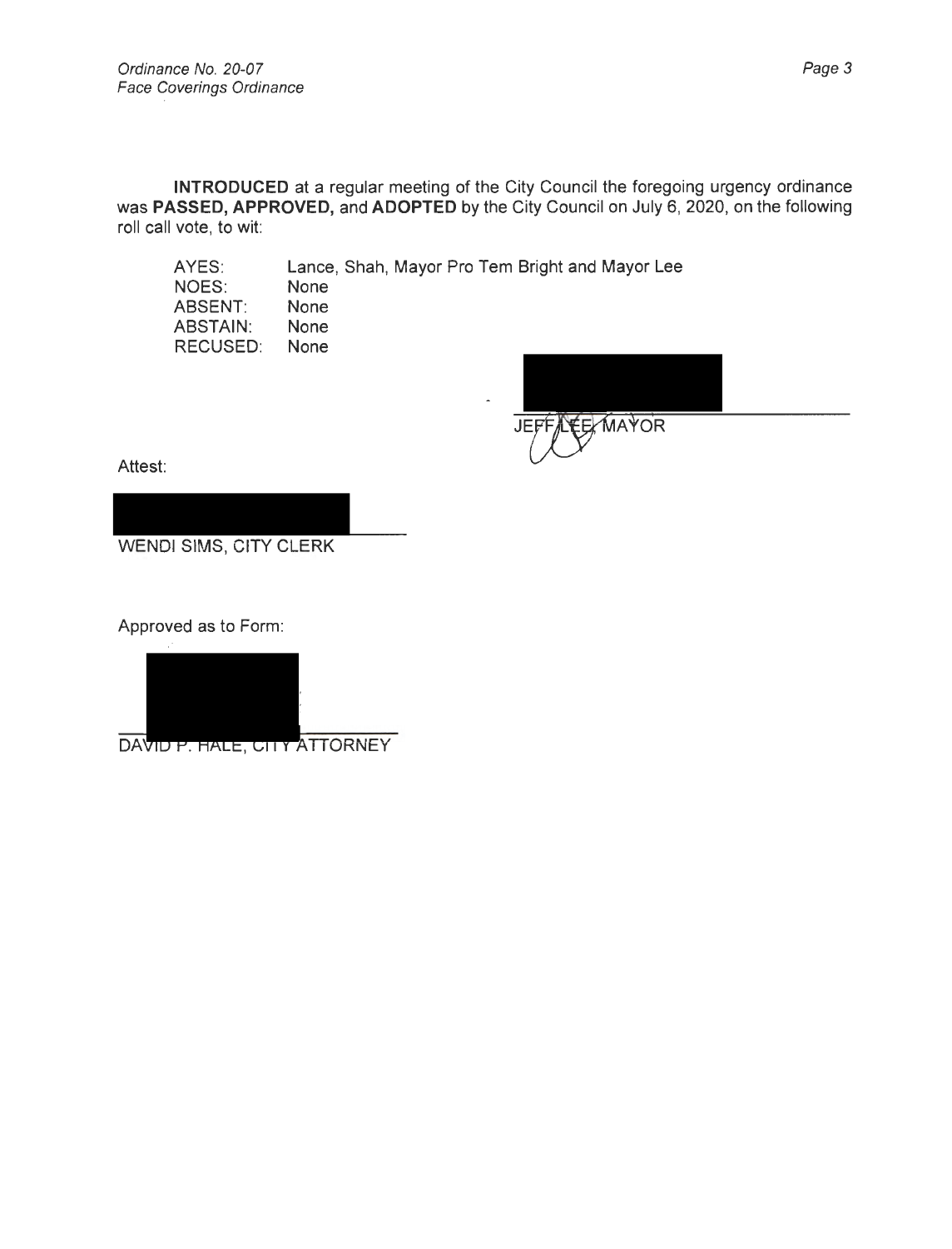**INTRODUCED** at a regular meeting of the City Council the foregoing urgency ordinance was **PASSED, APPROVED,** and **ADOPTED** by the City Council on July 6, 2020, on the following roll call vote, to wit:

| | |
|---|---|
| AYES: | Lance, Shah, Mayor Pro Tem Bright and Mayor Lee |
| NOES: | None |
| ABSENT: | None |
| ABSTAIN: | None |
| RECUSED: | None |

JEFF LEE, MAYOR

Attest:

WENDI SIMS, CITY CLERK

Approved as to Form:

DAVID P. HALE, CITY ATTORNEY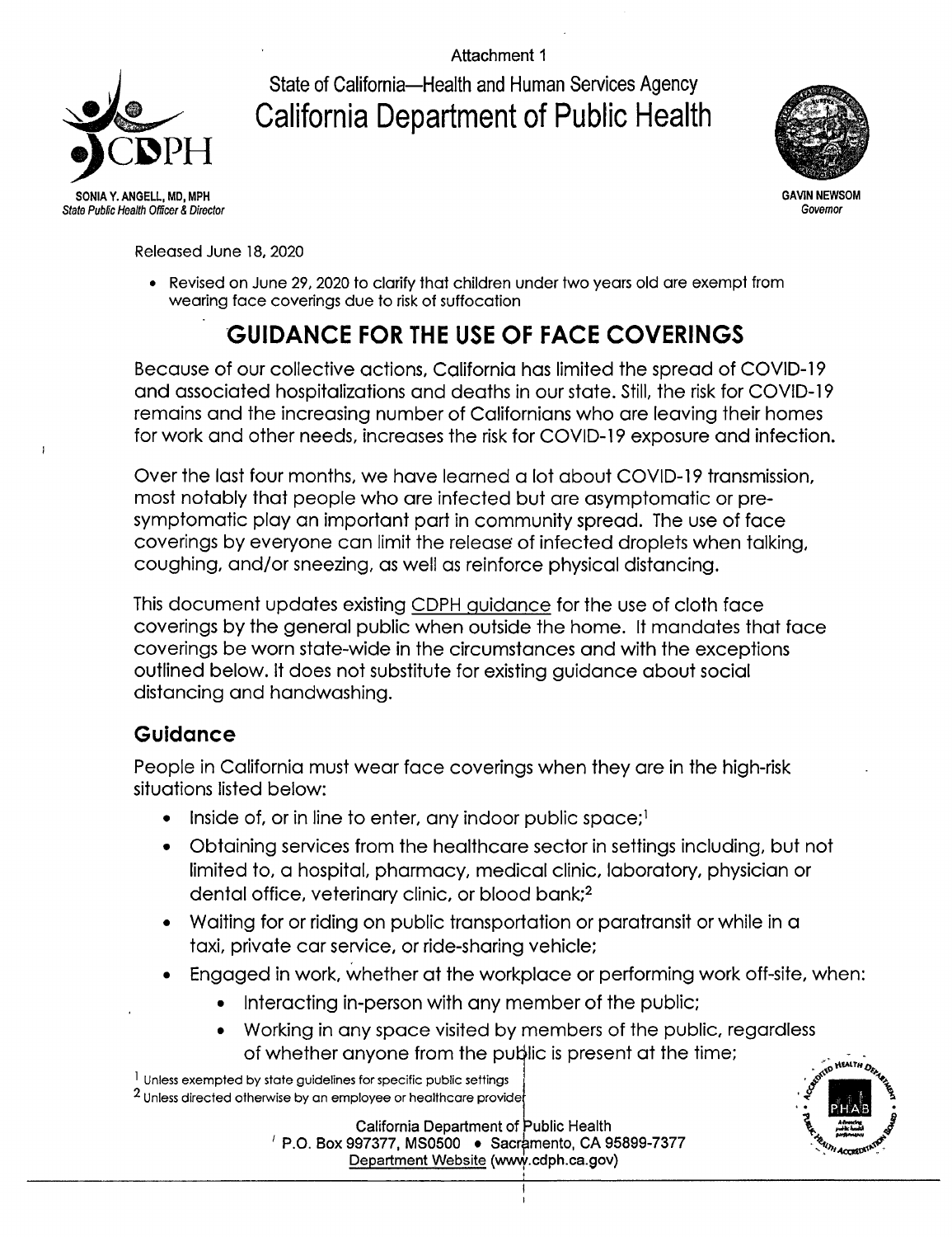Attachment 1

State of California—Health and Human Services Agency
# California Department of Public Health

SONIA Y. ANGELL, MD, MPH
*State Public Health Officer & Director*

GAVIN NEWSOM
*Governor*

Released June 18, 2020

- Revised on June 29, 2020 to clarify that children under two years old are exempt from wearing face coverings due to risk of suffocation

## GUIDANCE FOR THE USE OF FACE COVERINGS

Because of our collective actions, California has limited the spread of COVID-19 and associated hospitalizations and deaths in our state. Still, the risk for COVID-19 remains and the increasing number of Californians who are leaving their homes for work and other needs, increases the risk for COVID-19 exposure and infection.

Over the last four months, we have learned a lot about COVID-19 transmission, most notably that people who are infected but are asymptomatic or pre-symptomatic play an important part in community spread. The use of face coverings by everyone can limit the release of infected droplets when talking, coughing, and/or sneezing, as well as reinforce physical distancing.

This document updates existing CDPH guidance for the use of cloth face coverings by the general public when outside the home. It mandates that face coverings be worn state-wide in the circumstances and with the exceptions outlined below. It does not substitute for existing guidance about social distancing and handwashing.

### Guidance

People in California must wear face coverings when they are in the high-risk situations listed below:

- Inside of, or in line to enter, any indoor public space;[1]
- Obtaining services from the healthcare sector in settings including, but not limited to, a hospital, pharmacy, medical clinic, laboratory, physician or dental office, veterinary clinic, or blood bank;[2]
- Waiting for or riding on public transportation or paratransit or while in a taxi, private car service, or ride-sharing vehicle;
- Engaged in work, whether at the workplace or performing work off-site, when:
  - Interacting in-person with any member of the public;
  - Working in any space visited by members of the public, regardless of whether anyone from the public is present at the time;

[1] Unless exempted by state guidelines for specific public settings
[2] Unless directed otherwise by an employee or healthcare provider

California Department of Public Health
P.O. Box 997377, MS0500 • Sacramento, CA 95899-7377
Department Website (www.cdph.ca.gov)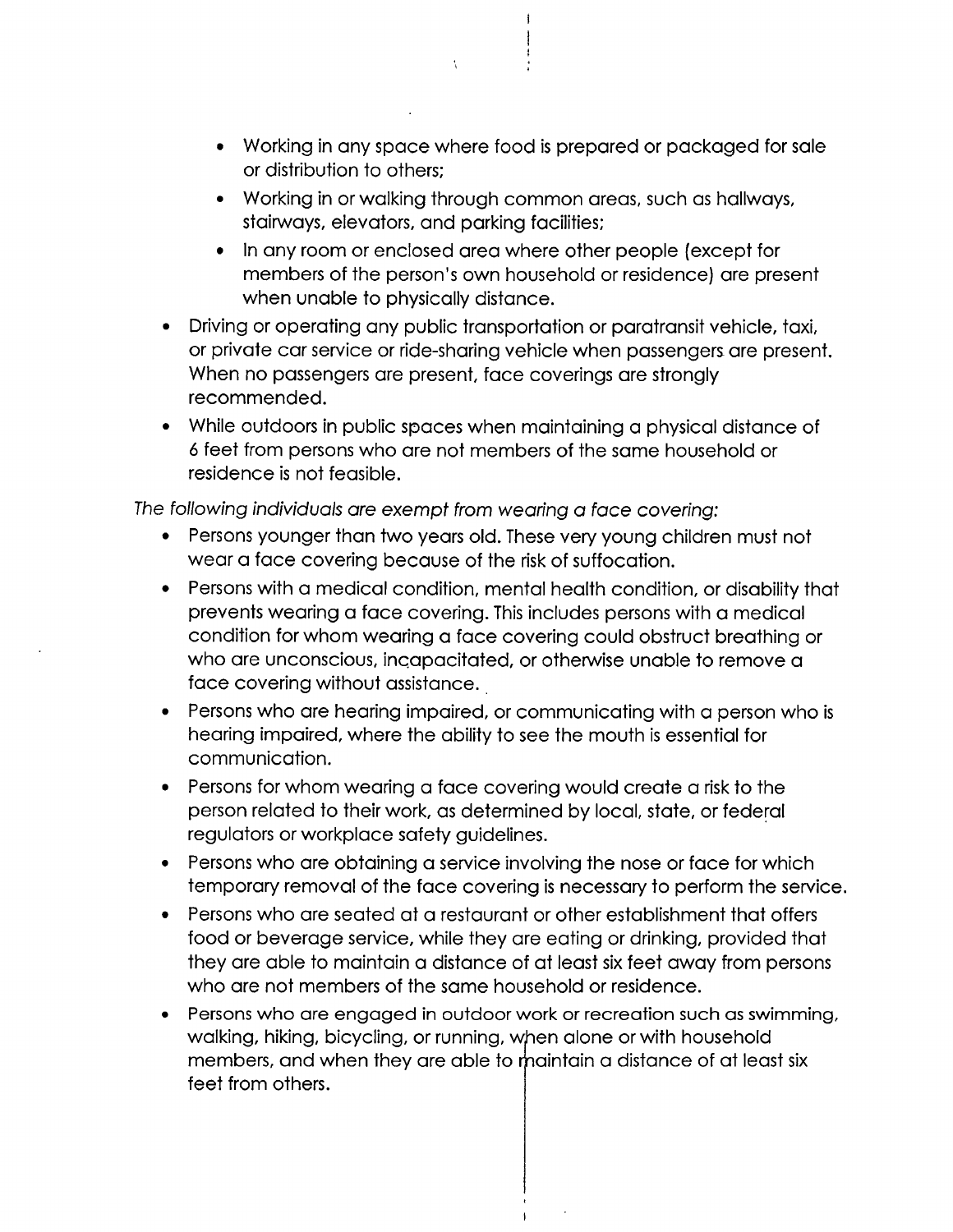- Working in any space where food is prepared or packaged for sale or distribution to others;
    - Working in or walking through common areas, such as hallways, stairways, elevators, and parking facilities;
    - In any room or enclosed area where other people (except for members of the person's own household or residence) are present when unable to physically distance.
- Driving or operating any public transportation or paratransit vehicle, taxi, or private car service or ride-sharing vehicle when passengers are present. When no passengers are present, face coverings are strongly recommended.
- While outdoors in public spaces when maintaining a physical distance of 6 feet from persons who are not members of the same household or residence is not feasible.

*The following individuals are exempt from wearing a face covering:*

- Persons younger than two years old. These very young children must not wear a face covering because of the risk of suffocation.
- Persons with a medical condition, mental health condition, or disability that prevents wearing a face covering. This includes persons with a medical condition for whom wearing a face covering could obstruct breathing or who are unconscious, incapacitated, or otherwise unable to remove a face covering without assistance.
- Persons who are hearing impaired, or communicating with a person who is hearing impaired, where the ability to see the mouth is essential for communication.
- Persons for whom wearing a face covering would create a risk to the person related to their work, as determined by local, state, or federal regulators or workplace safety guidelines.
- Persons who are obtaining a service involving the nose or face for which temporary removal of the face covering is necessary to perform the service.
- Persons who are seated at a restaurant or other establishment that offers food or beverage service, while they are eating or drinking, provided that they are able to maintain a distance of at least six feet away from persons who are not members of the same household or residence.
- Persons who are engaged in outdoor work or recreation such as swimming, walking, hiking, bicycling, or running, when alone or with household members, and when they are able to maintain a distance of at least six feet from others.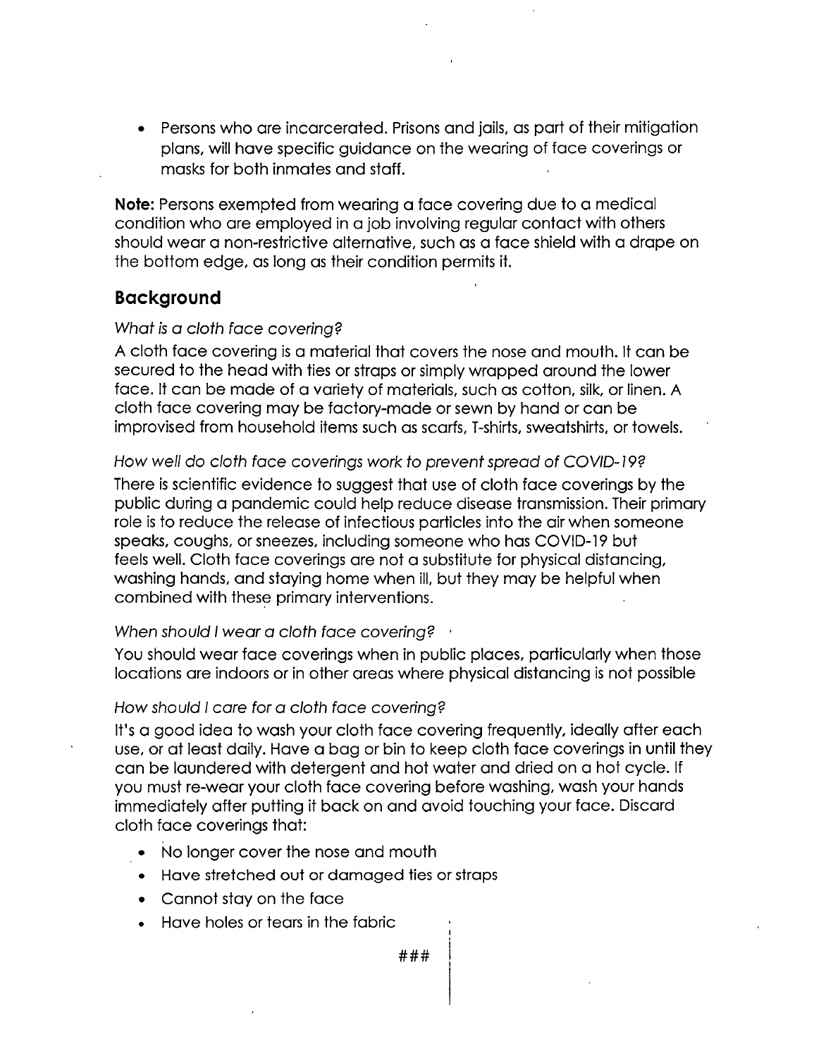- Persons who are incarcerated. Prisons and jails, as part of their mitigation plans, will have specific guidance on the wearing of face coverings or masks for both inmates and staff.

**Note:** Persons exempted from wearing a face covering due to a medical condition who are employed in a job involving regular contact with others should wear a non-restrictive alternative, such as a face shield with a drape on the bottom edge, as long as their condition permits it.

## Background

*What is a cloth face covering?*

A cloth face covering is a material that covers the nose and mouth. It can be secured to the head with ties or straps or simply wrapped around the lower face. It can be made of a variety of materials, such as cotton, silk, or linen. A cloth face covering may be factory-made or sewn by hand or can be improvised from household items such as scarfs, T-shirts, sweatshirts, or towels.

*How well do cloth face coverings work to prevent spread of COVID-19?*

There is scientific evidence to suggest that use of cloth face coverings by the public during a pandemic could help reduce disease transmission. Their primary role is to reduce the release of infectious particles into the air when someone speaks, coughs, or sneezes, including someone who has COVID-19 but feels well. Cloth face coverings are not a substitute for physical distancing, washing hands, and staying home when ill, but they may be helpful when combined with these primary interventions.

*When should I wear a cloth face covering?*

You should wear face coverings when in public places, particularly when those locations are indoors or in other areas where physical distancing is not possible

*How should I care for a cloth face covering?*

It's a good idea to wash your cloth face covering frequently, ideally after each use, or at least daily. Have a bag or bin to keep cloth face coverings in until they can be laundered with detergent and hot water and dried on a hot cycle. If you must re-wear your cloth face covering before washing, wash your hands immediately after putting it back on and avoid touching your face. Discard cloth face coverings that:

- No longer cover the nose and mouth
- Have stretched out or damaged ties or straps
- Cannot stay on the face
- Have holes or tears in the fabric

###